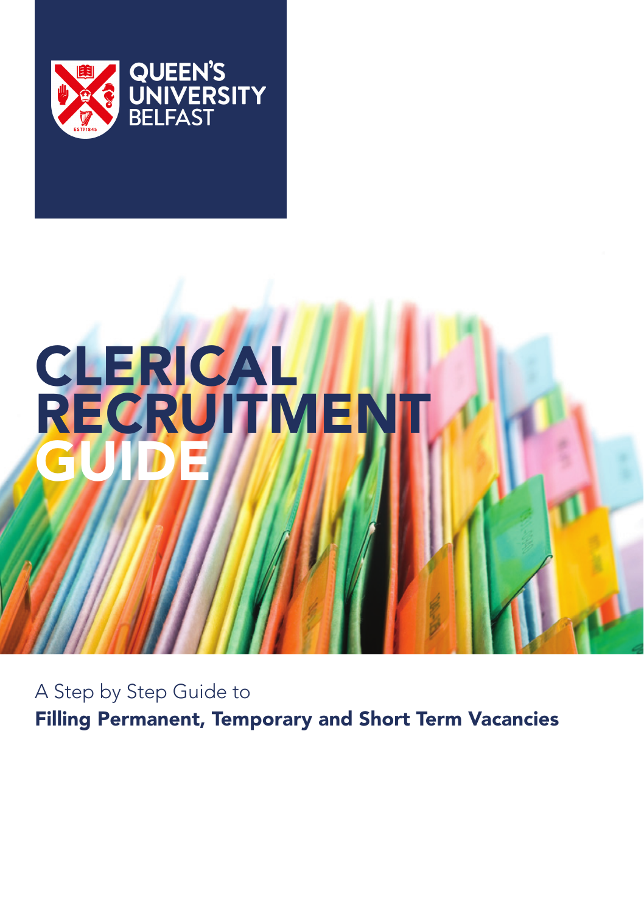QUEEN'S UNIVERSITY BELFAST

# CLERICAL RECRUITMENT GUIDE

A Step by Step Guide to

**Filling Permanent, Temporary and Short Term Vacancies**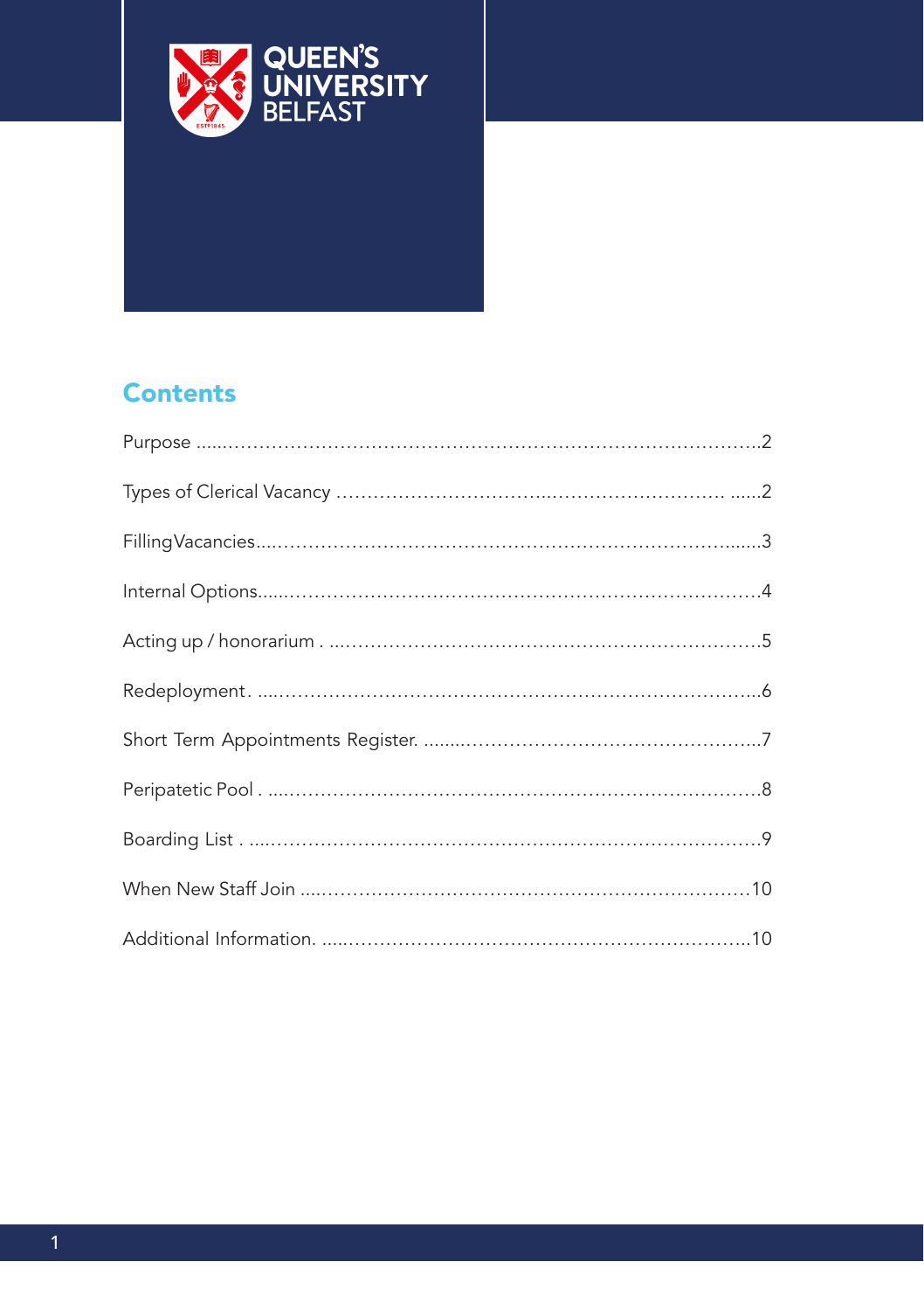## Contents

Purpose ......................................................................................2

Types of Clerical Vacancy ........................................................2

Filling Vacancies.........................................................................3

Internal Options...........................................................................4

Acting up / honorarium . ............................................................5

Redeployment. ............................................................................6

Short Term Appointments Register. ..........................................7

Peripatetic Pool . ..........................................................................8

Boarding List . ..............................................................................9

When New Staff Join ..................................................................10

Additional Information. ...............................................................10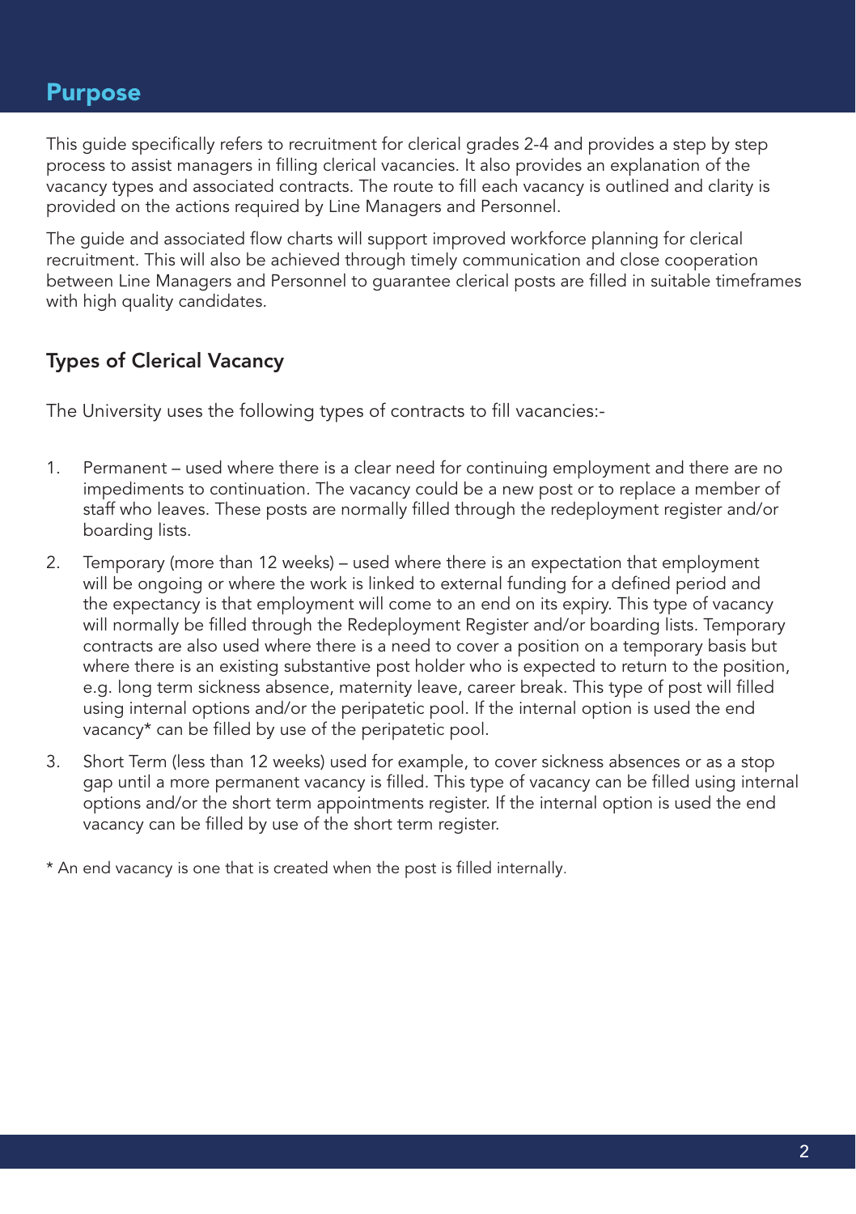# Purpose

This guide specifically refers to recruitment for clerical grades 2-4 and provides a step by step process to assist managers in filling clerical vacancies. It also provides an explanation of the vacancy types and associated contracts. The route to fill each vacancy is outlined and clarity is provided on the actions required by Line Managers and Personnel.

The guide and associated flow charts will support improved workforce planning for clerical recruitment. This will also be achieved through timely communication and close cooperation between Line Managers and Personnel to guarantee clerical posts are filled in suitable timeframes with high quality candidates.

## Types of Clerical Vacancy

The University uses the following types of contracts to fill vacancies:-

1. Permanent – used where there is a clear need for continuing employment and there are no impediments to continuation. The vacancy could be a new post or to replace a member of staff who leaves. These posts are normally filled through the redeployment register and/or boarding lists.
2. Temporary (more than 12 weeks) – used where there is an expectation that employment will be ongoing or where the work is linked to external funding for a defined period and the expectancy is that employment will come to an end on its expiry. This type of vacancy will normally be filled through the Redeployment Register and/or boarding lists. Temporary contracts are also used where there is a need to cover a position on a temporary basis but where there is an existing substantive post holder who is expected to return to the position, e.g. long term sickness absence, maternity leave, career break. This type of post will filled using internal options and/or the peripatetic pool. If the internal option is used the end vacancy* can be filled by use of the peripatetic pool.
3. Short Term (less than 12 weeks) used for example, to cover sickness absences or as a stop gap until a more permanent vacancy is filled. This type of vacancy can be filled using internal options and/or the short term appointments register. If the internal option is used the end vacancy can be filled by use of the short term register.

* An end vacancy is one that is created when the post is filled internally.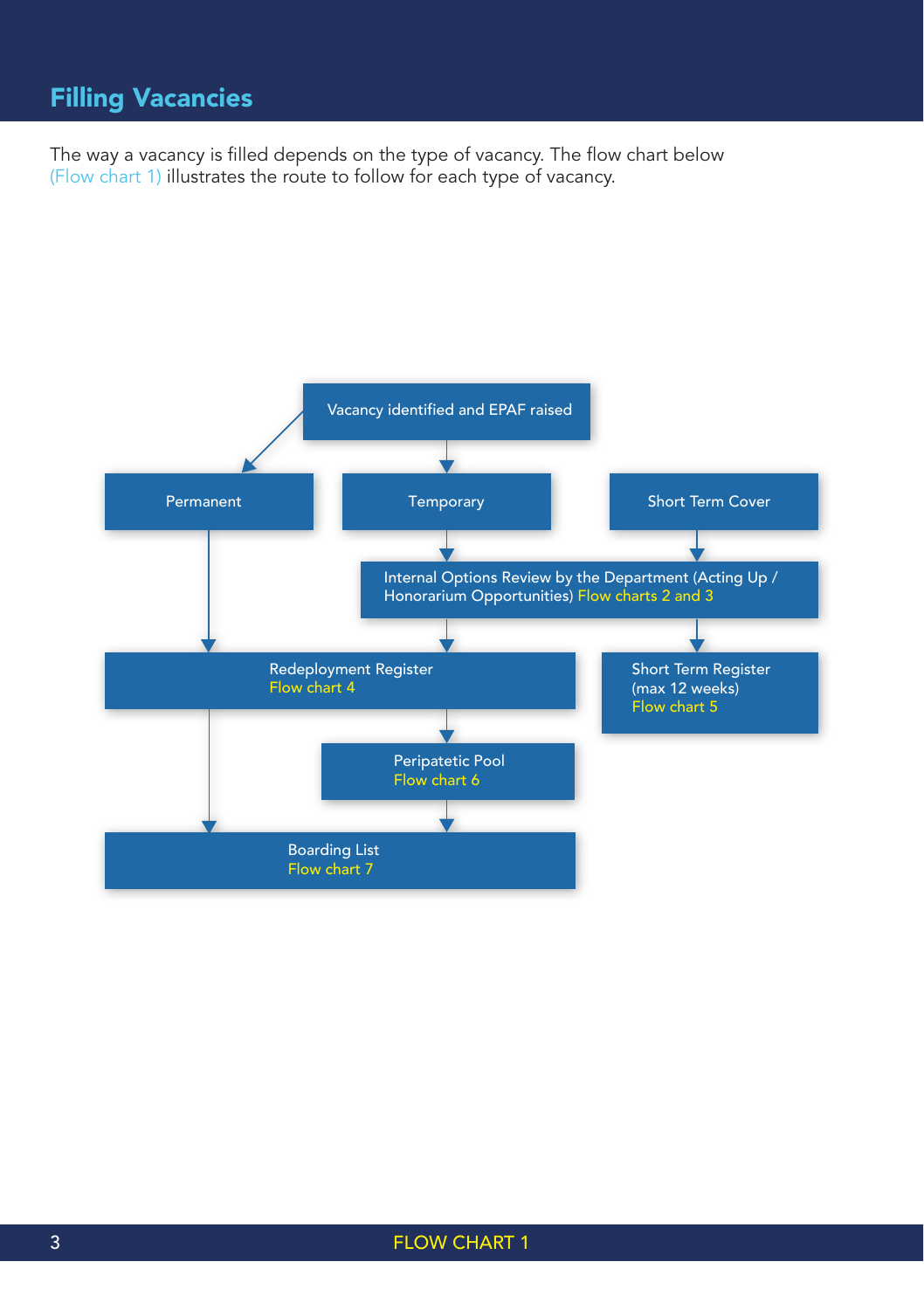## Filling Vacancies

The way a vacancy is filled depends on the type of vacancy. The flow chart below (Flow chart 1) illustrates the route to follow for each type of vacancy.

Vacancy identified and EPAF raised

Permanent

Temporary

Short Term Cover

Internal Options Review by the Department (Acting Up / Honorarium Opportunities) Flow charts 2 and 3

Redeployment Register
Flow chart 4

Short Term Register
(max 12 weeks)
Flow chart 5

Peripatetic Pool
Flow chart 6

Boarding List
Flow chart 7

FLOW CHART 1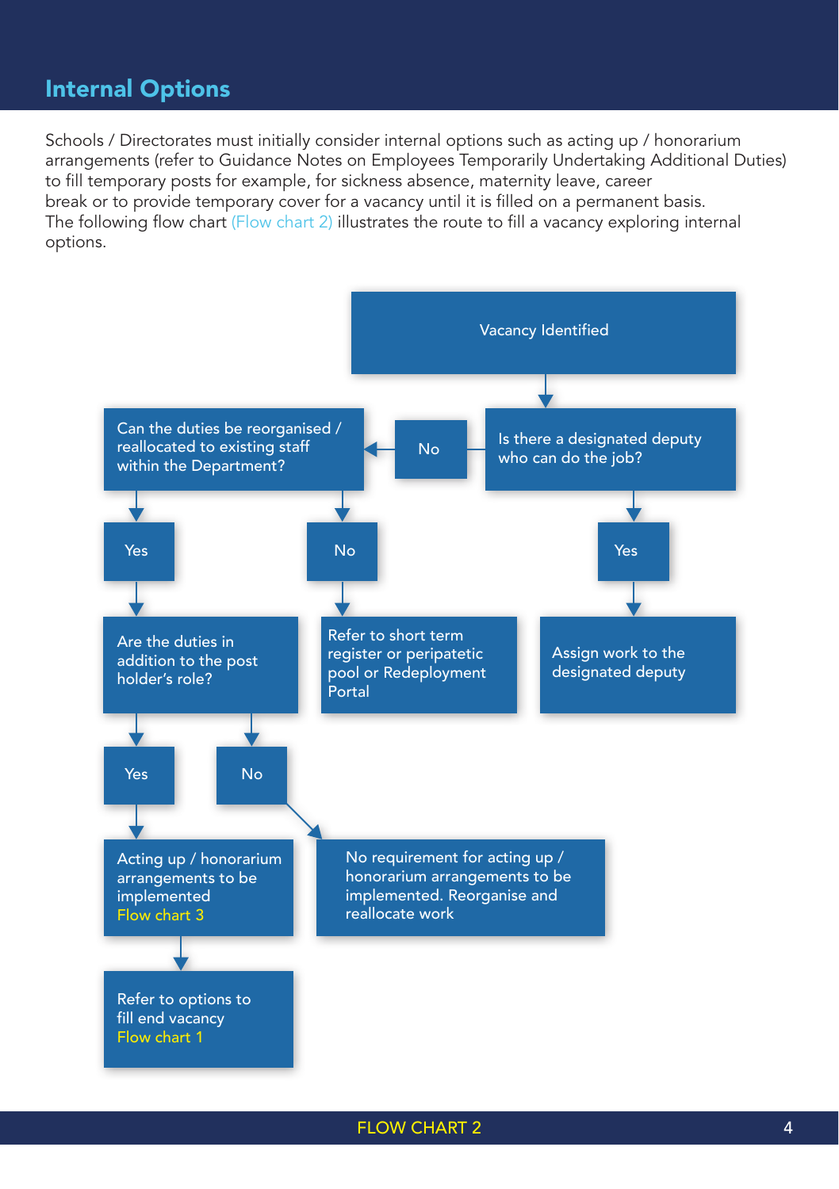## Internal Options

Schools / Directorates must initially consider internal options such as acting up / honorarium arrangements (refer to Guidance Notes on Employees Temporarily Undertaking Additional Duties) to fill temporary posts for example, for sickness absence, maternity leave, career break or to provide temporary cover for a vacancy until it is filled on a permanent basis.
The following flow chart (Flow chart 2) illustrates the route to fill a vacancy exploring internal options.

Vacancy Identified

Is there a designated deputy who can do the job?

- Yes → Assign work to the designated deputy
- No → Can the duties be reorganised / reallocated to existing staff within the Department?
  - No → Refer to short term register or peripatetic pool or Redeployment Portal
  - Yes → Are the duties in addition to the post holder's role?
    - No → No requirement for acting up / honorarium arrangements to be implemented. Reorganise and reallocate work
    - Yes → Acting up / honorarium arrangements to be implemented Flow chart 3 → Refer to options to fill end vacancy Flow chart 1

FLOW CHART 2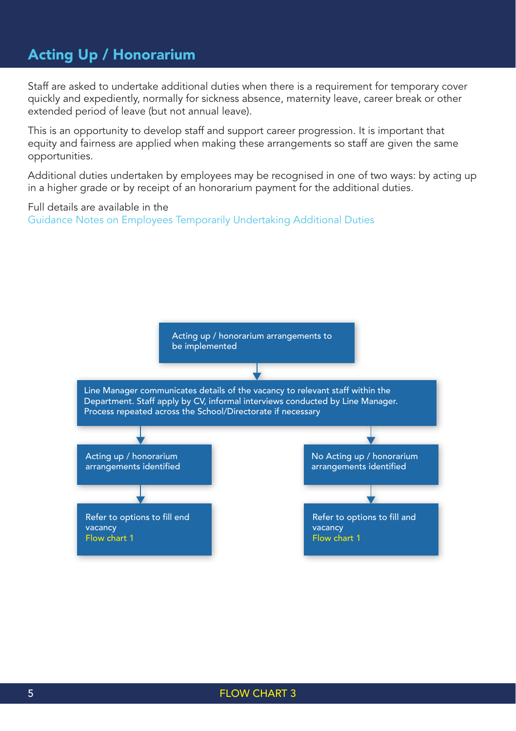# Acting Up / Honorarium

Staff are asked to undertake additional duties when there is a requirement for temporary cover quickly and expediently, normally for sickness absence, maternity leave, career break or other extended period of leave (but not annual leave).

This is an opportunity to develop staff and support career progression. It is important that equity and fairness are applied when making these arrangements so staff are given the same opportunities.

Additional duties undertaken by employees may be recognised in one of two ways: by acting up in a higher grade or by receipt of an honorarium payment for the additional duties.

Full details are available in the
Guidance Notes on Employees Temporarily Undertaking Additional Duties

Acting up / honorarium arrangements to be implemented

↓

Line Manager communicates details of the vacancy to relevant staff within the Department. Staff apply by CV, informal interviews conducted by Line Manager. Process repeated across the School/Directorate if necessary

↓

- Acting up / honorarium arrangements identified
  - ↓ Refer to options to fill end vacancy Flow chart 1
- No Acting up / honorarium arrangements identified
  - ↓ Refer to options to fill and vacancy Flow chart 1

FLOW CHART 3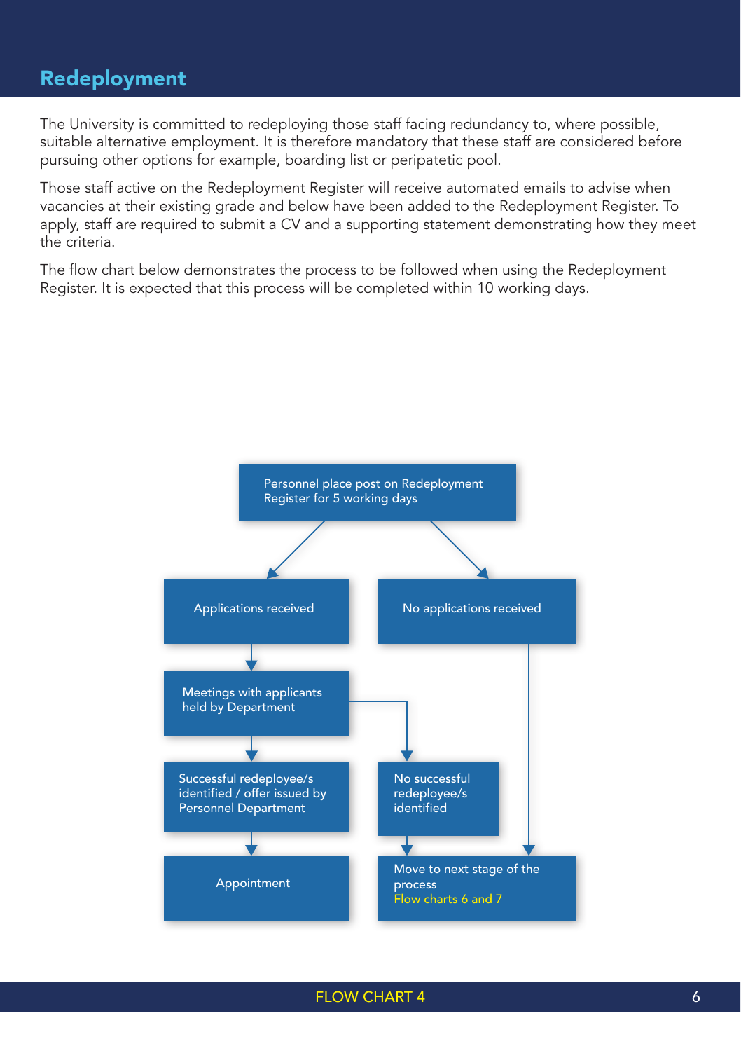## Redeployment

The University is committed to redeploying those staff facing redundancy to, where possible, suitable alternative employment. It is therefore mandatory that these staff are considered before pursuing other options for example, boarding list or peripatetic pool.

Those staff active on the Redeployment Register will receive automated emails to advise when vacancies at their existing grade and below have been added to the Redeployment Register. To apply, staff are required to submit a CV and a supporting statement demonstrating how they meet the criteria.

The flow chart below demonstrates the process to be followed when using the Redeployment Register. It is expected that this process will be completed within 10 working days.

Personnel place post on Redeployment Register for 5 working days

- Applications received
  - Meetings with applicants held by Department
    - Successful redeployee/s identified / offer issued by Personnel Department
      - Appointment
    - No successful redeployee/s identified
      - Move to next stage of the process Flow charts 6 and 7
- No applications received
  - Move to next stage of the process Flow charts 6 and 7

FLOW CHART 4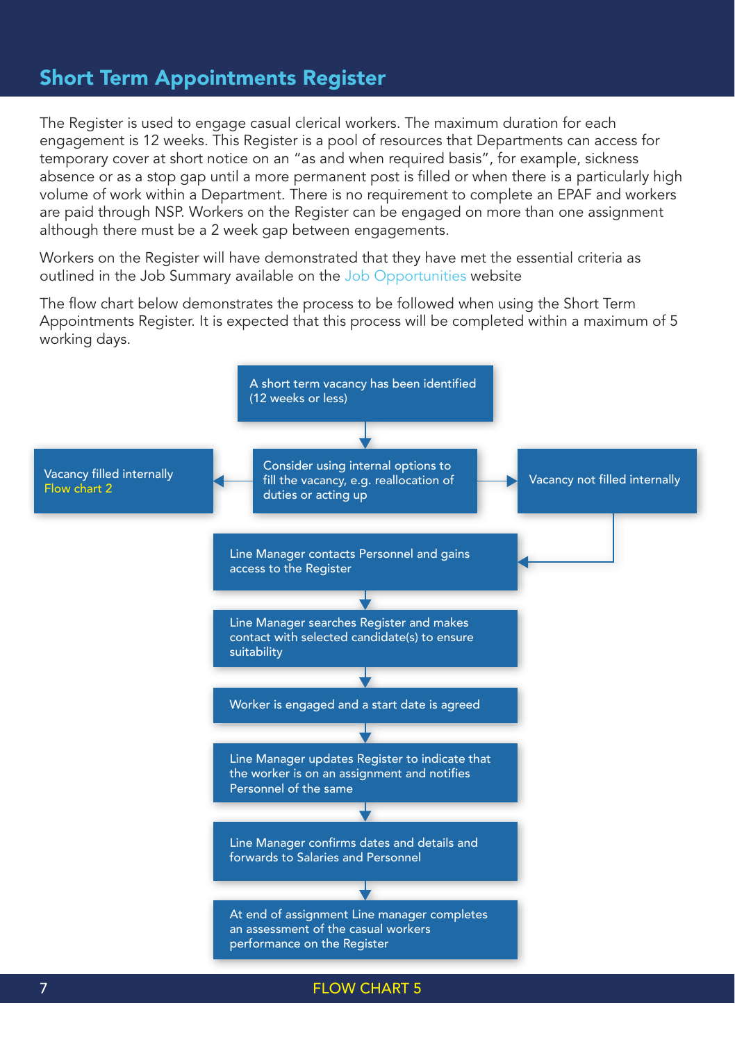# Short Term Appointments Register

The Register is used to engage casual clerical workers. The maximum duration for each engagement is 12 weeks. This Register is a pool of resources that Departments can access for temporary cover at short notice on an "as and when required basis", for example, sickness absence or as a stop gap until a more permanent post is filled or when there is a particularly high volume of work within a Department. There is no requirement to complete an EPAF and workers are paid through NSP. Workers on the Register can be engaged on more than one assignment although there must be a 2 week gap between engagements.

Workers on the Register will have demonstrated that they have met the essential criteria as outlined in the Job Summary available on the Job Opportunities website

The flow chart below demonstrates the process to be followed when using the Short Term Appointments Register. It is expected that this process will be completed within a maximum of 5 working days.

- A short term vacancy has been identified (12 weeks or less)
- ↓
- Consider using internal options to fill the vacancy, e.g. reallocation of duties or acting up
  - ← Vacancy filled internally — Flow chart 2
  - → Vacancy not filled internally
- ↓
- Line Manager contacts Personnel and gains access to the Register
- ↓
- Line Manager searches Register and makes contact with selected candidate(s) to ensure suitability
- ↓
- Worker is engaged and a start date is agreed
- ↓
- Line Manager updates Register to indicate that the worker is on an assignment and notifies Personnel of the same
- ↓
- Line Manager confirms dates and details and forwards to Salaries and Personnel
- ↓
- At end of assignment Line manager completes an assessment of the casual workers performance on the Register

FLOW CHART 5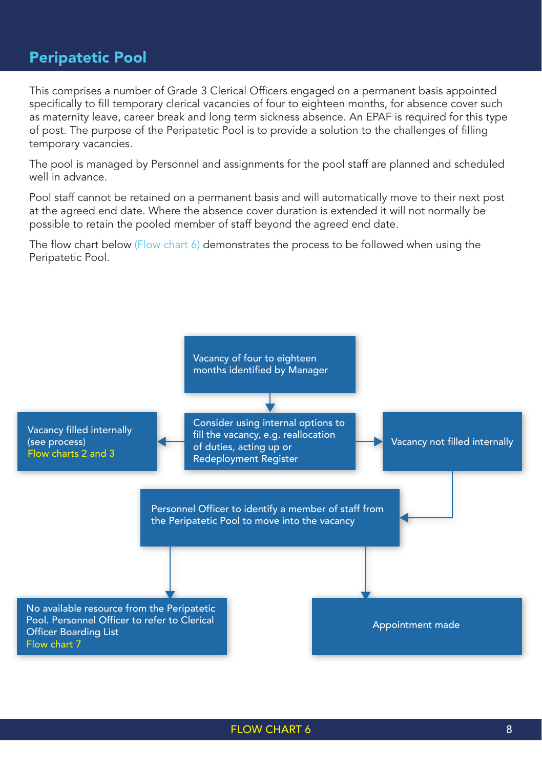## Peripatetic Pool

This comprises a number of Grade 3 Clerical Officers engaged on a permanent basis appointed specifically to fill temporary clerical vacancies of four to eighteen months, for absence cover such as maternity leave, career break and long term sickness absence. An EPAF is required for this type of post. The purpose of the Peripatetic Pool is to provide a solution to the challenges of filling temporary vacancies.

The pool is managed by Personnel and assignments for the pool staff are planned and scheduled well in advance.

Pool staff cannot be retained on a permanent basis and will automatically move to their next post at the agreed end date. Where the absence cover duration is extended it will not normally be possible to retain the pooled member of staff beyond the agreed end date.

The flow chart below (Flow chart 6) demonstrates the process to be followed when using the Peripatetic Pool.

Vacancy of four to eighteen months identified by Manager

Consider using internal options to fill the vacancy, e.g. reallocation of duties, acting up or Redeployment Register

Vacancy filled internally (see process) Flow charts 2 and 3

Vacancy not filled internally

Personnel Officer to identify a member of staff from the Peripatetic Pool to move into the vacancy

No available resource from the Peripatetic Pool. Personnel Officer to refer to Clerical Officer Boarding List Flow chart 7

Appointment made

FLOW CHART 6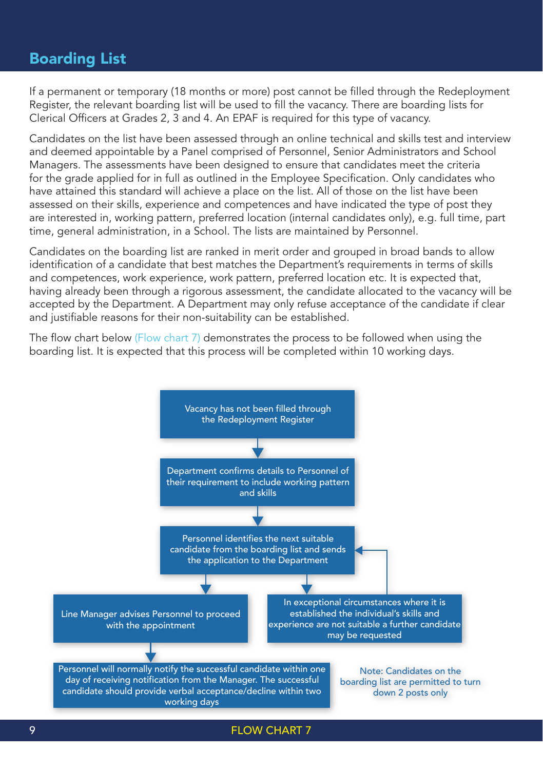# Boarding List

If a permanent or temporary (18 months or more) post cannot be filled through the Redeployment Register, the relevant boarding list will be used to fill the vacancy. There are boarding lists for Clerical Officers at Grades 2, 3 and 4. An EPAF is required for this type of vacancy.

Candidates on the list have been assessed through an online technical and skills test and interview and deemed appointable by a Panel comprised of Personnel, Senior Administrators and School Managers. The assessments have been designed to ensure that candidates meet the criteria for the grade applied for in full as outlined in the Employee Specification. Only candidates who have attained this standard will achieve a place on the list. All of those on the list have been assessed on their skills, experience and competences and have indicated the type of post they are interested in, working pattern, preferred location (internal candidates only), e.g. full time, part time, general administration, in a School. The lists are maintained by Personnel.

Candidates on the boarding list are ranked in merit order and grouped in broad bands to allow identification of a candidate that best matches the Department's requirements in terms of skills and competences, work experience, work pattern, preferred location etc. It is expected that, having already been through a rigorous assessment, the candidate allocated to the vacancy will be accepted by the Department. A Department may only refuse acceptance of the candidate if clear and justifiable reasons for their non-suitability can be established.

The flow chart below (Flow chart 7) demonstrates the process to be followed when using the boarding list. It is expected that this process will be completed within 10 working days.

Vacancy has not been filled through the Redeployment Register

↓

Department confirms details to Personnel of their requirement to include working pattern and skills

↓

Personnel identifies the next suitable candidate from the boarding list and sends the application to the Department

↓

- Line Manager advises Personnel to proceed with the appointment
  - ↓ Personnel will normally notify the successful candidate within one day of receiving notification from the Manager. The successful candidate should provide verbal acceptance/decline within two working days
- In exceptional circumstances where it is established the individual's skills and experience are not suitable a further candidate may be requested (→ returns to "Personnel identifies the next suitable candidate from the boarding list and sends the application to the Department")

Note: Candidates on the boarding list are permitted to turn down 2 posts only

FLOW CHART 7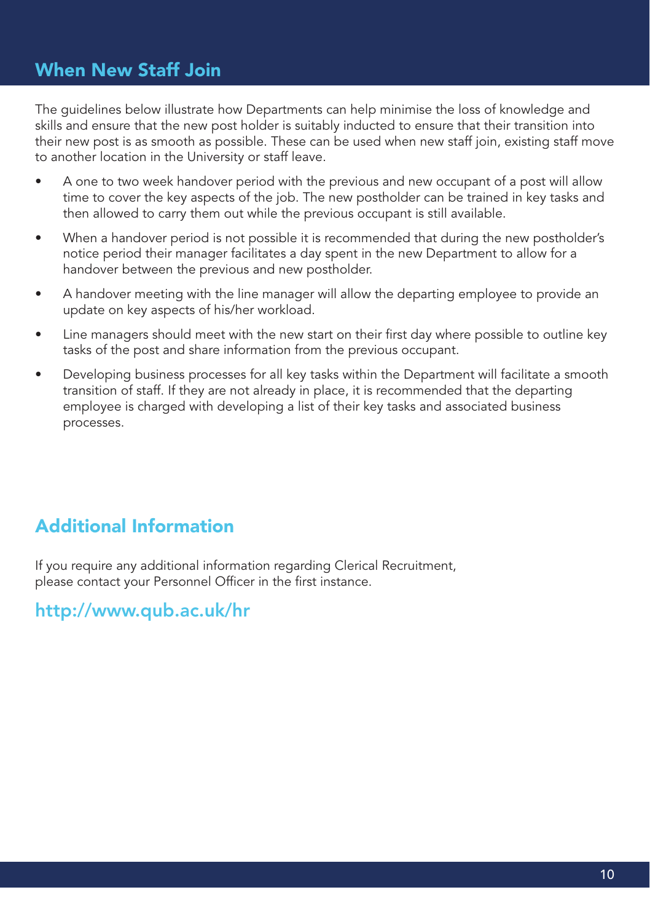## When New Staff Join

The guidelines below illustrate how Departments can help minimise the loss of knowledge and skills and ensure that the new post holder is suitably inducted to ensure that their transition into their new post is as smooth as possible. These can be used when new staff join, existing staff move to another location in the University or staff leave.

- A one to two week handover period with the previous and new occupant of a post will allow time to cover the key aspects of the job. The new postholder can be trained in key tasks and then allowed to carry them out while the previous occupant is still available.
- When a handover period is not possible it is recommended that during the new postholder's notice period their manager facilitates a day spent in the new Department to allow for a handover between the previous and new postholder.
- A handover meeting with the line manager will allow the departing employee to provide an update on key aspects of his/her workload.
- Line managers should meet with the new start on their first day where possible to outline key tasks of the post and share information from the previous occupant.
- Developing business processes for all key tasks within the Department will facilitate a smooth transition of staff. If they are not already in place, it is recommended that the departing employee is charged with developing a list of their key tasks and associated business processes.

## Additional Information

If you require any additional information regarding Clerical Recruitment, please contact your Personnel Officer in the first instance.

### http://www.qub.ac.uk/hr